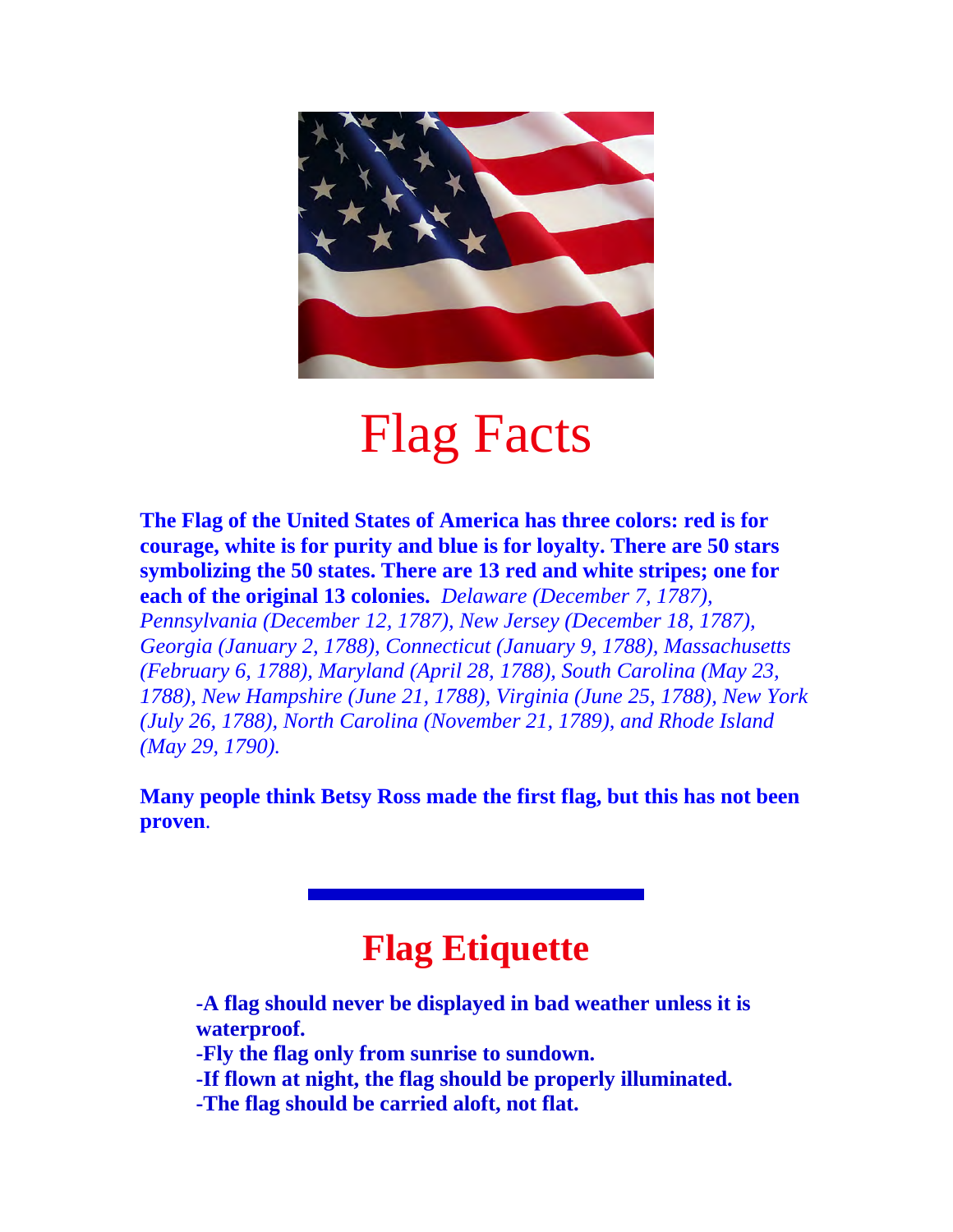# Flag Facts

**The Flag of the United States of America has three colors: red is for courage, white is for purity and blue is for loyalty. There are 50 stars symbolizing the 50 states. There are 13 red and white stripes; one for each of the original 13 colonies.** *Delaware (December 7, 1787), Pennsylvania (December 12, 1787), New Jersey (December 18, 1787), Georgia (January 2, 1788), Connecticut (January 9, 1788), Massachusetts (February 6, 1788), Maryland (April 28, 1788), South Carolina (May 23, 1788), New Hampshire (June 21, 1788), Virginia (June 25, 1788), New York (July 26, 1788), North Carolina (November 21, 1789), and Rhode Island (May 29, 1790).*

**Many people think Betsy Ross made the first flag, but this has not been proven**.

---

## Flag Etiquette

**-A flag should never be displayed in bad weather unless it is waterproof.**
**-Fly the flag only from sunrise to sundown.**
**-If flown at night, the flag should be properly illuminated.**
**-The flag should be carried aloft, not flat.**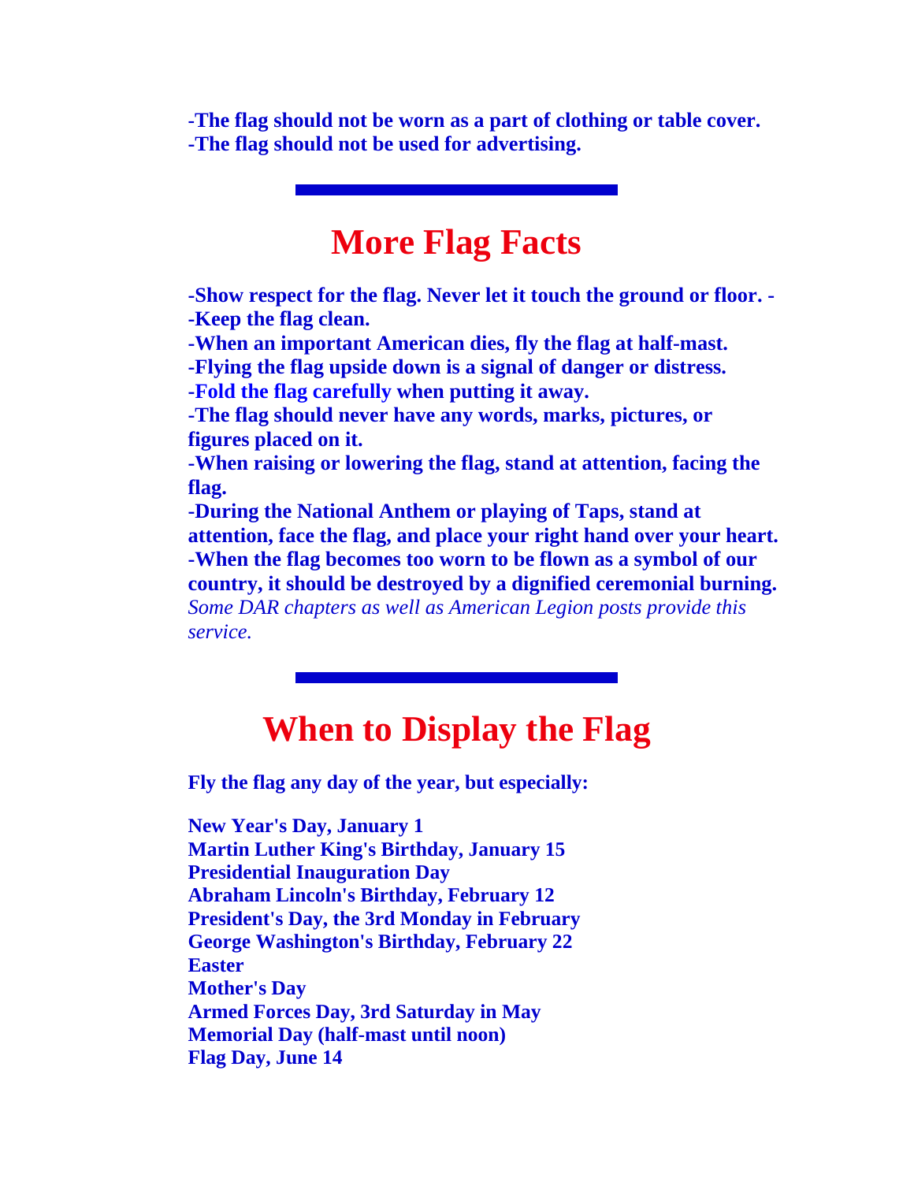**-The flag should not be worn as a part of clothing or table cover.**
**-The flag should not be used for advertising.**

---

## More Flag Facts

**-Show respect for the flag. Never let it touch the ground or floor. -**
**-Keep the flag clean.**
**-When an important American dies, fly the flag at half-mast.**
**-Flying the flag upside down is a signal of danger or distress.**
**-Fold the flag carefully when putting it away.**
**-The flag should never have any words, marks, pictures, or figures placed on it.**
**-When raising or lowering the flag, stand at attention, facing the flag.**
**-During the National Anthem or playing of Taps, stand at attention, face the flag, and place your right hand over your heart.**
**-When the flag becomes too worn to be flown as a symbol of our country, it should be destroyed by a dignified ceremonial burning.** *Some DAR chapters as well as American Legion posts provide this service.*

---

## When to Display the Flag

**Fly the flag any day of the year, but especially:**

**New Year's Day, January 1**
**Martin Luther King's Birthday, January 15**
**Presidential Inauguration Day**
**Abraham Lincoln's Birthday, February 12**
**President's Day, the 3rd Monday in February**
**George Washington's Birthday, February 22**
**Easter**
**Mother's Day**
**Armed Forces Day, 3rd Saturday in May**
**Memorial Day (half-mast until noon)**
**Flag Day, June 14**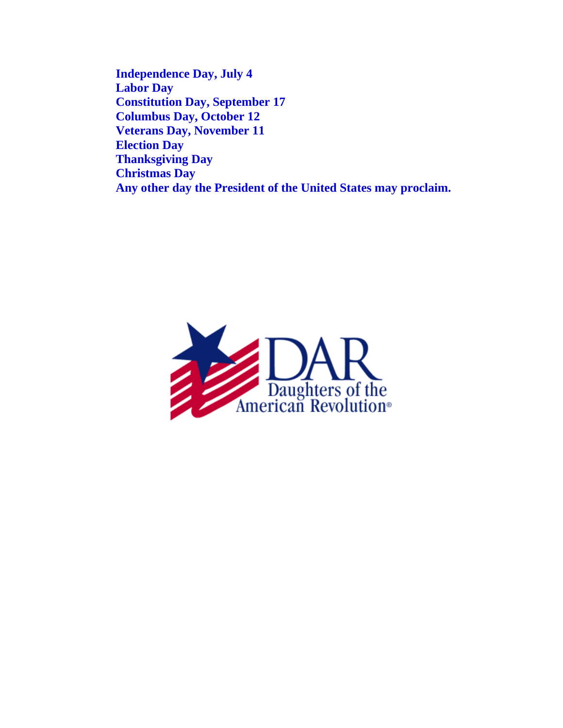**Independence Day, July 4**
**Labor Day**
**Constitution Day, September 17**
**Columbus Day, October 12**
**Veterans Day, November 11**
**Election Day**
**Thanksgiving Day**
**Christmas Day**
**Any other day the President of the United States may proclaim.**

DAR
Daughters of the American Revolution®